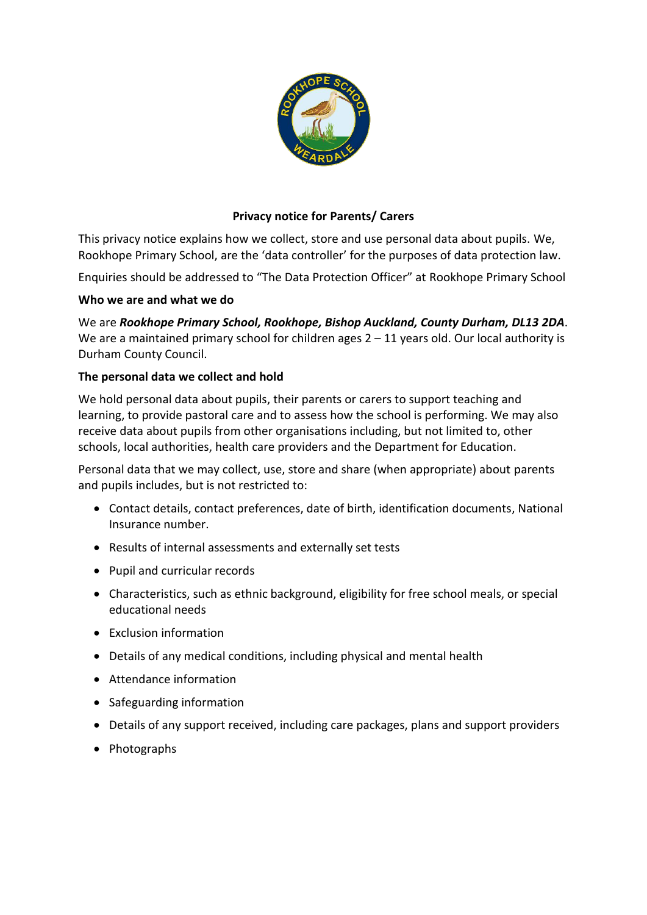## Privacy notice for Parents/ Carers

This privacy notice explains how we collect, store and use personal data about pupils. We, Rookhope Primary School, are the 'data controller' for the purposes of data protection law.

Enquiries should be addressed to "The Data Protection Officer" at Rookhope Primary School

**Who we are and what we do**

We are ***Rookhope Primary School, Rookhope, Bishop Auckland, County Durham, DL13 2DA***. We are a maintained primary school for children ages 2 – 11 years old. Our local authority is Durham County Council.

**The personal data we collect and hold**

We hold personal data about pupils, their parents or carers to support teaching and learning, to provide pastoral care and to assess how the school is performing. We may also receive data about pupils from other organisations including, but not limited to, other schools, local authorities, health care providers and the Department for Education.

Personal data that we may collect, use, store and share (when appropriate) about parents and pupils includes, but is not restricted to:

- Contact details, contact preferences, date of birth, identification documents, National Insurance number.
- Results of internal assessments and externally set tests
- Pupil and curricular records
- Characteristics, such as ethnic background, eligibility for free school meals, or special educational needs
- Exclusion information
- Details of any medical conditions, including physical and mental health
- Attendance information
- Safeguarding information
- Details of any support received, including care packages, plans and support providers
- Photographs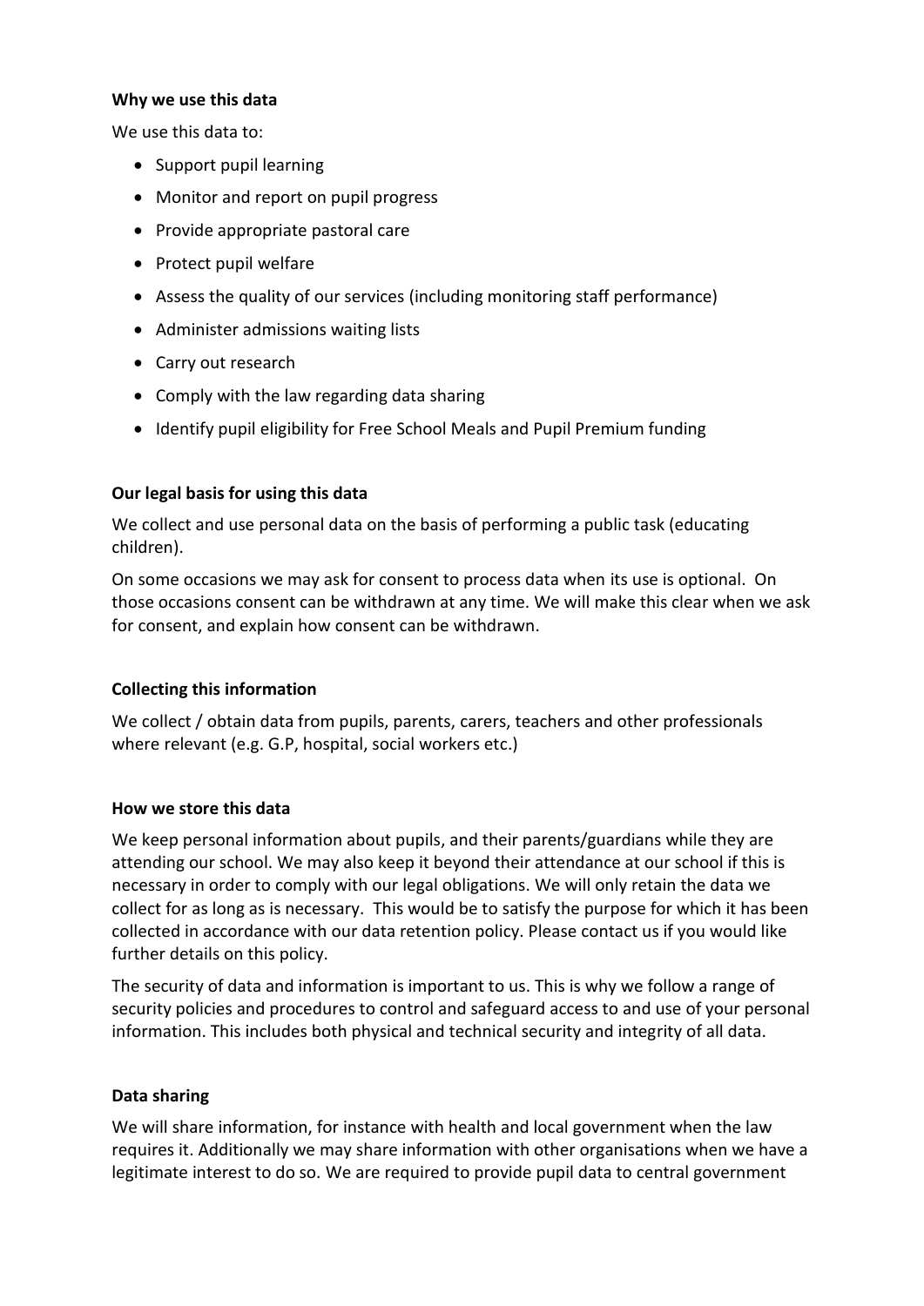**Why we use this data**

We use this data to:

- Support pupil learning
- Monitor and report on pupil progress
- Provide appropriate pastoral care
- Protect pupil welfare
- Assess the quality of our services (including monitoring staff performance)
- Administer admissions waiting lists
- Carry out research
- Comply with the law regarding data sharing
- Identify pupil eligibility for Free School Meals and Pupil Premium funding

**Our legal basis for using this data**

We collect and use personal data on the basis of performing a public task (educating children).

On some occasions we may ask for consent to process data when its use is optional. On those occasions consent can be withdrawn at any time. We will make this clear when we ask for consent, and explain how consent can be withdrawn.

**Collecting this information**

We collect / obtain data from pupils, parents, carers, teachers and other professionals where relevant (e.g. G.P, hospital, social workers etc.)

**How we store this data**

We keep personal information about pupils, and their parents/guardians while they are attending our school. We may also keep it beyond their attendance at our school if this is necessary in order to comply with our legal obligations. We will only retain the data we collect for as long as is necessary. This would be to satisfy the purpose for which it has been collected in accordance with our data retention policy. Please contact us if you would like further details on this policy.

The security of data and information is important to us. This is why we follow a range of security policies and procedures to control and safeguard access to and use of your personal information. This includes both physical and technical security and integrity of all data.

**Data sharing**

We will share information, for instance with health and local government when the law requires it. Additionally we may share information with other organisations when we have a legitimate interest to do so. We are required to provide pupil data to central government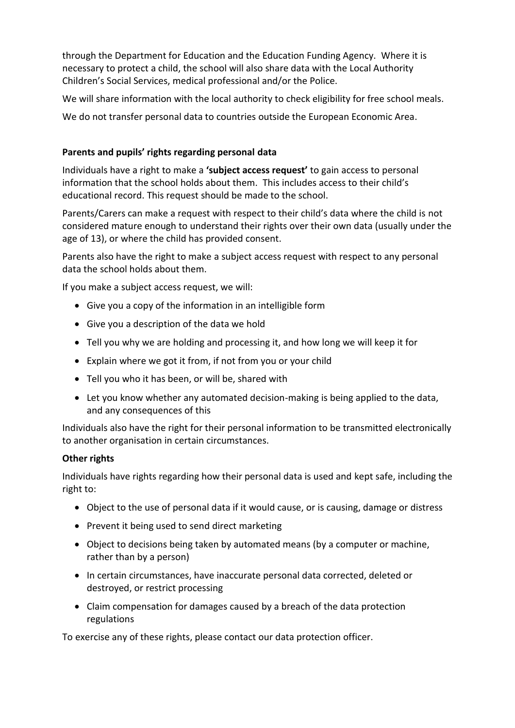through the Department for Education and the Education Funding Agency. Where it is necessary to protect a child, the school will also share data with the Local Authority Children's Social Services, medical professional and/or the Police.

We will share information with the local authority to check eligibility for free school meals.

We do not transfer personal data to countries outside the European Economic Area.

**Parents and pupils' rights regarding personal data**

Individuals have a right to make a **'subject access request'** to gain access to personal information that the school holds about them. This includes access to their child's educational record. This request should be made to the school.

Parents/Carers can make a request with respect to their child's data where the child is not considered mature enough to understand their rights over their own data (usually under the age of 13), or where the child has provided consent.

Parents also have the right to make a subject access request with respect to any personal data the school holds about them.

If you make a subject access request, we will:

- Give you a copy of the information in an intelligible form
- Give you a description of the data we hold
- Tell you why we are holding and processing it, and how long we will keep it for
- Explain where we got it from, if not from you or your child
- Tell you who it has been, or will be, shared with
- Let you know whether any automated decision-making is being applied to the data, and any consequences of this

Individuals also have the right for their personal information to be transmitted electronically to another organisation in certain circumstances.

**Other rights**

Individuals have rights regarding how their personal data is used and kept safe, including the right to:

- Object to the use of personal data if it would cause, or is causing, damage or distress
- Prevent it being used to send direct marketing
- Object to decisions being taken by automated means (by a computer or machine, rather than by a person)
- In certain circumstances, have inaccurate personal data corrected, deleted or destroyed, or restrict processing
- Claim compensation for damages caused by a breach of the data protection regulations

To exercise any of these rights, please contact our data protection officer.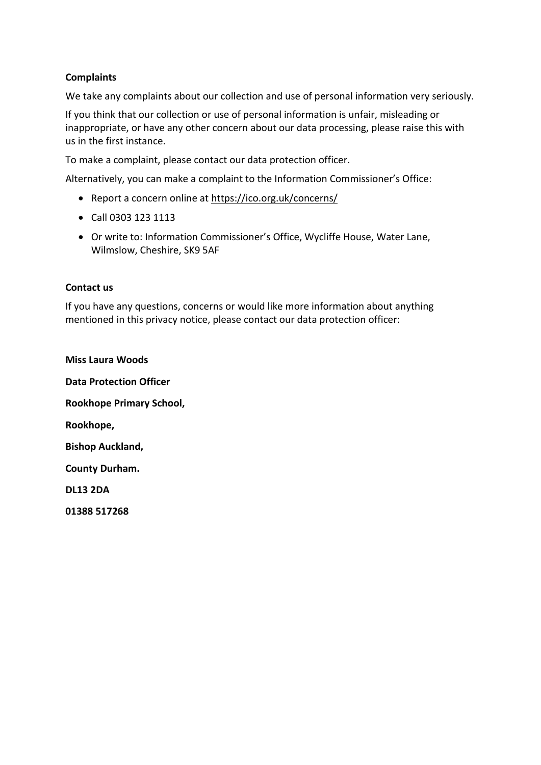**Complaints**

We take any complaints about our collection and use of personal information very seriously.

If you think that our collection or use of personal information is unfair, misleading or inappropriate, or have any other concern about our data processing, please raise this with us in the first instance.

To make a complaint, please contact our data protection officer.

Alternatively, you can make a complaint to the Information Commissioner's Office:

- Report a concern online at https://ico.org.uk/concerns/
- Call 0303 123 1113
- Or write to: Information Commissioner's Office, Wycliffe House, Water Lane, Wilmslow, Cheshire, SK9 5AF

**Contact us**

If you have any questions, concerns or would like more information about anything mentioned in this privacy notice, please contact our data protection officer:

**Miss Laura Woods**

**Data Protection Officer**

**Rookhope Primary School,**

**Rookhope,**

**Bishop Auckland,**

**County Durham.**

**DL13 2DA**

**01388 517268**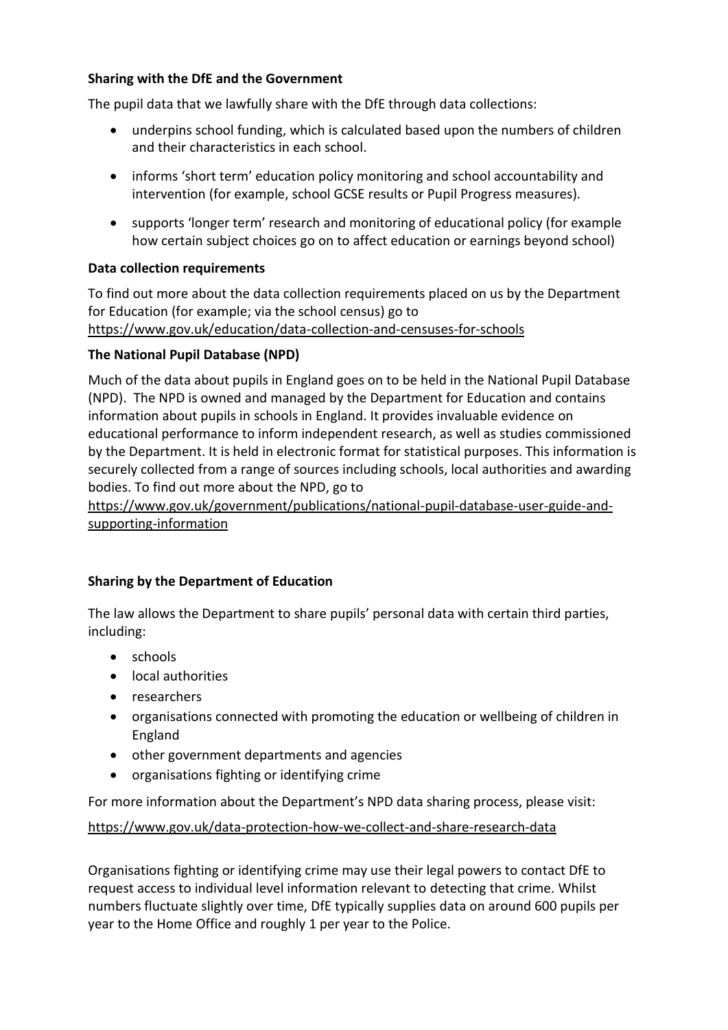**Sharing with the DfE and the Government**

The pupil data that we lawfully share with the DfE through data collections:

- underpins school funding, which is calculated based upon the numbers of children and their characteristics in each school.
- informs 'short term' education policy monitoring and school accountability and intervention (for example, school GCSE results or Pupil Progress measures).
- supports 'longer term' research and monitoring of educational policy (for example how certain subject choices go on to affect education or earnings beyond school)

**Data collection requirements**

To find out more about the data collection requirements placed on us by the Department for Education (for example; via the school census) go to https://www.gov.uk/education/data-collection-and-censuses-for-schools

**The National Pupil Database (NPD)**

Much of the data about pupils in England goes on to be held in the National Pupil Database (NPD). The NPD is owned and managed by the Department for Education and contains information about pupils in schools in England. It provides invaluable evidence on educational performance to inform independent research, as well as studies commissioned by the Department. It is held in electronic format for statistical purposes. This information is securely collected from a range of sources including schools, local authorities and awarding bodies. To find out more about the NPD, go to https://www.gov.uk/government/publications/national-pupil-database-user-guide-and-supporting-information

**Sharing by the Department of Education**

The law allows the Department to share pupils' personal data with certain third parties, including:

- schools
- local authorities
- researchers
- organisations connected with promoting the education or wellbeing of children in England
- other government departments and agencies
- organisations fighting or identifying crime

For more information about the Department's NPD data sharing process, please visit:

https://www.gov.uk/data-protection-how-we-collect-and-share-research-data

Organisations fighting or identifying crime may use their legal powers to contact DfE to request access to individual level information relevant to detecting that crime. Whilst numbers fluctuate slightly over time, DfE typically supplies data on around 600 pupils per year to the Home Office and roughly 1 per year to the Police.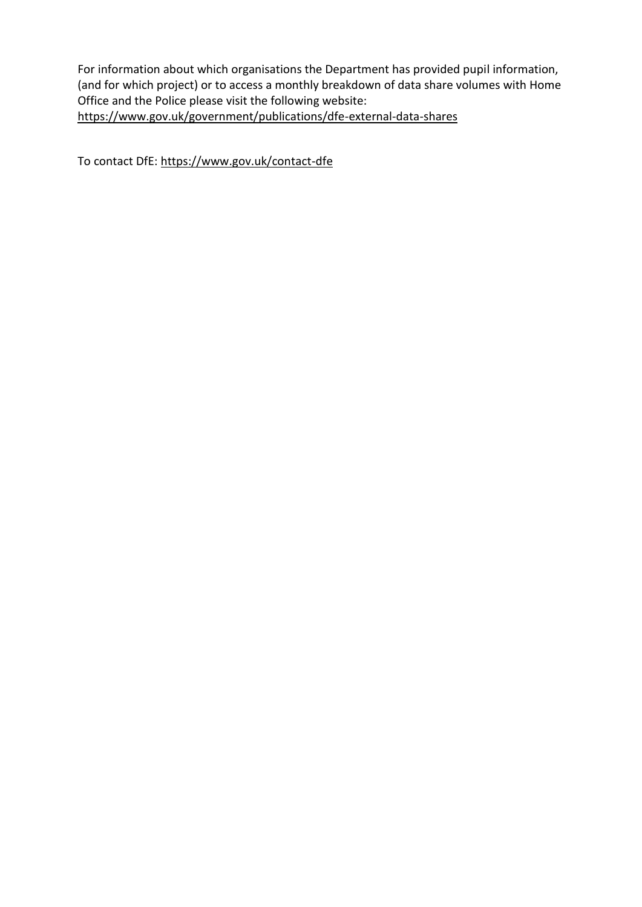For information about which organisations the Department has provided pupil information, (and for which project) or to access a monthly breakdown of data share volumes with Home Office and the Police please visit the following website:
https://www.gov.uk/government/publications/dfe-external-data-shares

To contact DfE: https://www.gov.uk/contact-dfe